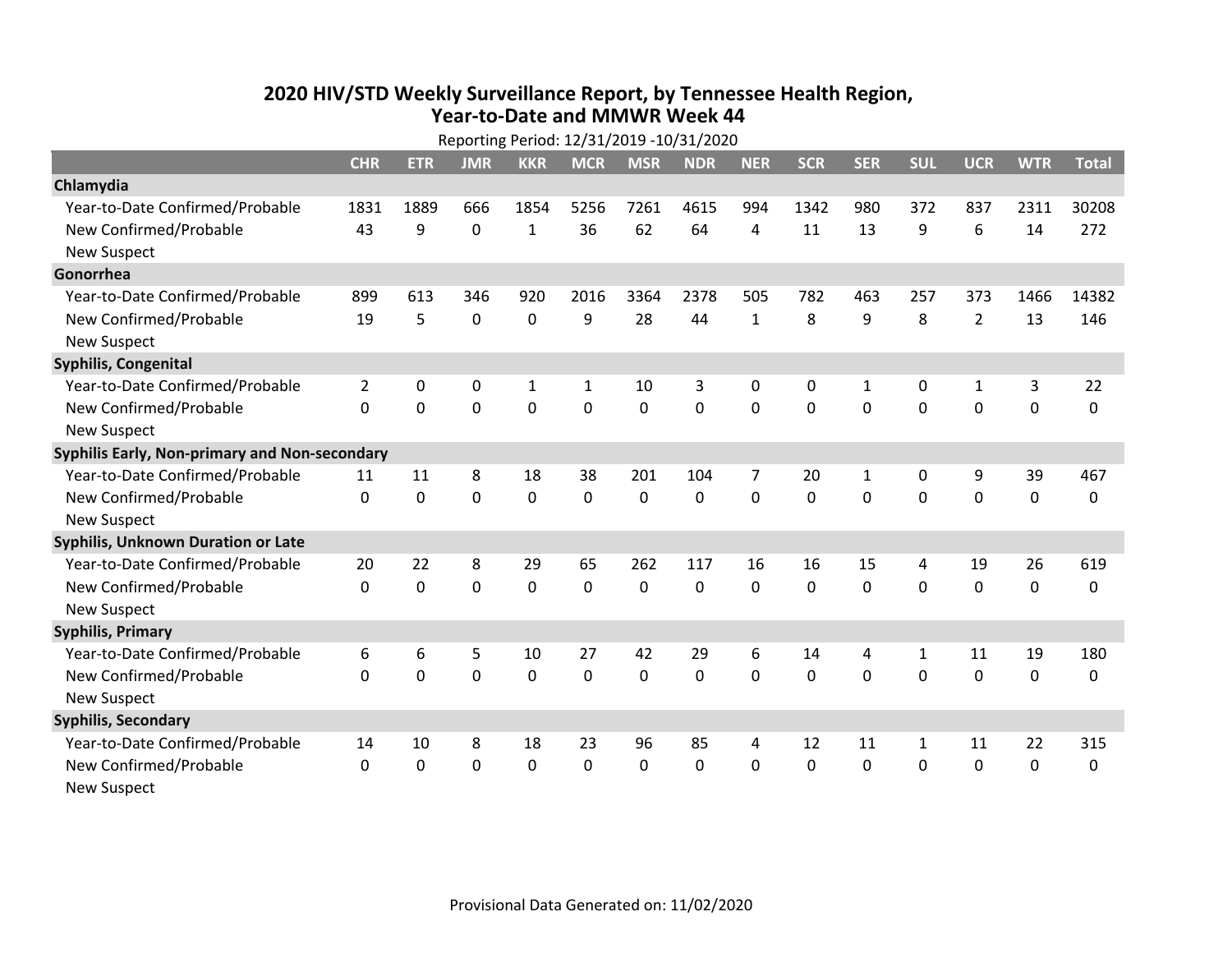# 2020 HIV/STD Weekly Surveillance Report, by Tennessee Health Region, Year-to-Date and MMWR Week 44

Reporting Period: 12/31/2019 -10/31/2020

| | CHR | ETR | JMR | KKR | MCR | MSR | NDR | NER | SCR | SER | SUL | UCR | WTR | Total |
|---|---|---|---|---|---|---|---|---|---|---|---|---|---|---|
| **Chlamydia** | | | | | | | | | | | | | | |
| Year-to-Date Confirmed/Probable | 1831 | 1889 | 666 | 1854 | 5256 | 7261 | 4615 | 994 | 1342 | 980 | 372 | 837 | 2311 | 30208 |
| New Confirmed/Probable | 43 | 9 | 0 | 1 | 36 | 62 | 64 | 4 | 11 | 13 | 9 | 6 | 14 | 272 |
| New Suspect | | | | | | | | | | | | | | |
| **Gonorrhea** | | | | | | | | | | | | | | |
| Year-to-Date Confirmed/Probable | 899 | 613 | 346 | 920 | 2016 | 3364 | 2378 | 505 | 782 | 463 | 257 | 373 | 1466 | 14382 |
| New Confirmed/Probable | 19 | 5 | 0 | 0 | 9 | 28 | 44 | 1 | 8 | 9 | 8 | 2 | 13 | 146 |
| New Suspect | | | | | | | | | | | | | | |
| **Syphilis, Congenital** | | | | | | | | | | | | | | |
| Year-to-Date Confirmed/Probable | 2 | 0 | 0 | 1 | 1 | 10 | 3 | 0 | 0 | 1 | 0 | 1 | 3 | 22 |
| New Confirmed/Probable | 0 | 0 | 0 | 0 | 0 | 0 | 0 | 0 | 0 | 0 | 0 | 0 | 0 | 0 |
| New Suspect | | | | | | | | | | | | | | |
| **Syphilis Early, Non-primary and Non-secondary** | | | | | | | | | | | | | | |
| Year-to-Date Confirmed/Probable | 11 | 11 | 8 | 18 | 38 | 201 | 104 | 7 | 20 | 1 | 0 | 9 | 39 | 467 |
| New Confirmed/Probable | 0 | 0 | 0 | 0 | 0 | 0 | 0 | 0 | 0 | 0 | 0 | 0 | 0 | 0 |
| New Suspect | | | | | | | | | | | | | | |
| **Syphilis, Unknown Duration or Late** | | | | | | | | | | | | | | |
| Year-to-Date Confirmed/Probable | 20 | 22 | 8 | 29 | 65 | 262 | 117 | 16 | 16 | 15 | 4 | 19 | 26 | 619 |
| New Confirmed/Probable | 0 | 0 | 0 | 0 | 0 | 0 | 0 | 0 | 0 | 0 | 0 | 0 | 0 | 0 |
| New Suspect | | | | | | | | | | | | | | |
| **Syphilis, Primary** | | | | | | | | | | | | | | |
| Year-to-Date Confirmed/Probable | 6 | 6 | 5 | 10 | 27 | 42 | 29 | 6 | 14 | 4 | 1 | 11 | 19 | 180 |
| New Confirmed/Probable | 0 | 0 | 0 | 0 | 0 | 0 | 0 | 0 | 0 | 0 | 0 | 0 | 0 | 0 |
| New Suspect | | | | | | | | | | | | | | |
| **Syphilis, Secondary** | | | | | | | | | | | | | | |
| Year-to-Date Confirmed/Probable | 14 | 10 | 8 | 18 | 23 | 96 | 85 | 4 | 12 | 11 | 1 | 11 | 22 | 315 |
| New Confirmed/Probable | 0 | 0 | 0 | 0 | 0 | 0 | 0 | 0 | 0 | 0 | 0 | 0 | 0 | 0 |
| New Suspect | | | | | | | | | | | | | | |

Provisional Data Generated on: 11/02/2020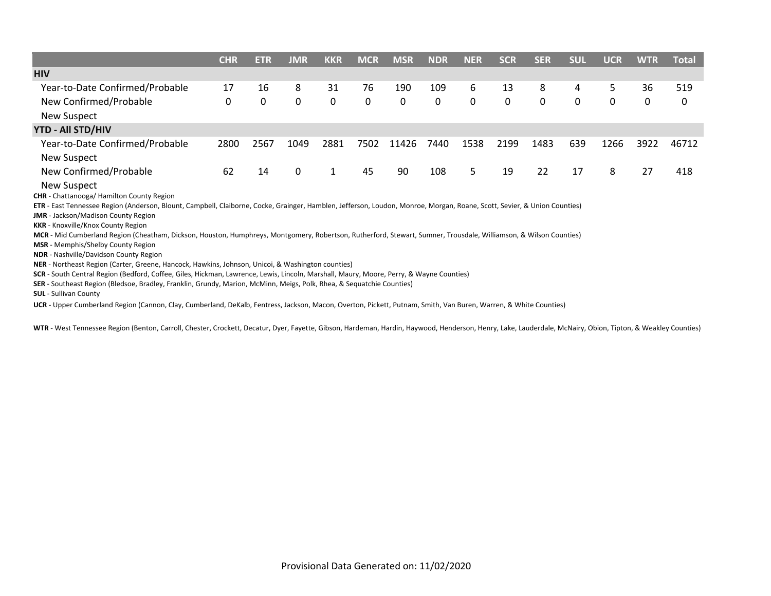| | CHR | ETR | JMR | KKR | MCR | MSR | NDR | NER | SCR | SER | SUL | UCR | WTR | Total |
|---|---|---|---|---|---|---|---|---|---|---|---|---|---|---|
| **HIV** | | | | | | | | | | | | | | |
| Year-to-Date Confirmed/Probable | 17 | 16 | 8 | 31 | 76 | 190 | 109 | 6 | 13 | 8 | 4 | 5 | 36 | 519 |
| New Confirmed/Probable | 0 | 0 | 0 | 0 | 0 | 0 | 0 | 0 | 0 | 0 | 0 | 0 | 0 | 0 |
| New Suspect | | | | | | | | | | | | | | |
| **YTD - All STD/HIV** | | | | | | | | | | | | | | |
| Year-to-Date Confirmed/Probable | 2800 | 2567 | 1049 | 2881 | 7502 | 11426 | 7440 | 1538 | 2199 | 1483 | 639 | 1266 | 3922 | 46712 |
| New Suspect | | | | | | | | | | | | | | |
| New Confirmed/Probable | 62 | 14 | 0 | 1 | 45 | 90 | 108 | 5 | 19 | 22 | 17 | 8 | 27 | 418 |
| New Suspect | | | | | | | | | | | | | | |

**CHR** - Chattanooga/ Hamilton County Region

**ETR** - East Tennessee Region (Anderson, Blount, Campbell, Claiborne, Cocke, Grainger, Hamblen, Jefferson, Loudon, Monroe, Morgan, Roane, Scott, Sevier, & Union Counties)

**JMR** - Jackson/Madison County Region

**KKR** - Knoxville/Knox County Region

**MCR** - Mid Cumberland Region (Cheatham, Dickson, Houston, Humphreys, Montgomery, Robertson, Rutherford, Stewart, Sumner, Trousdale, Williamson, & Wilson Counties)

**MSR** - Memphis/Shelby County Region

**NDR** - Nashville/Davidson County Region

**NER** - Northeast Region (Carter, Greene, Hancock, Hawkins, Johnson, Unicoi, & Washington counties)

**SCR** - South Central Region (Bedford, Coffee, Giles, Hickman, Lawrence, Lewis, Lincoln, Marshall, Maury, Moore, Perry, & Wayne Counties)

**SER** - Southeast Region (Bledsoe, Bradley, Franklin, Grundy, Marion, McMinn, Meigs, Polk, Rhea, & Sequatchie Counties)

**SUL** - Sullivan County

**UCR** - Upper Cumberland Region (Cannon, Clay, Cumberland, DeKalb, Fentress, Jackson, Macon, Overton, Pickett, Putnam, Smith, Van Buren, Warren, & White Counties)

**WTR** - West Tennessee Region (Benton, Carroll, Chester, Crockett, Decatur, Dyer, Fayette, Gibson, Hardeman, Hardin, Haywood, Henderson, Henry, Lake, Lauderdale, McNairy, Obion, Tipton, & Weakley Counties)

Provisional Data Generated on: 11/02/2020